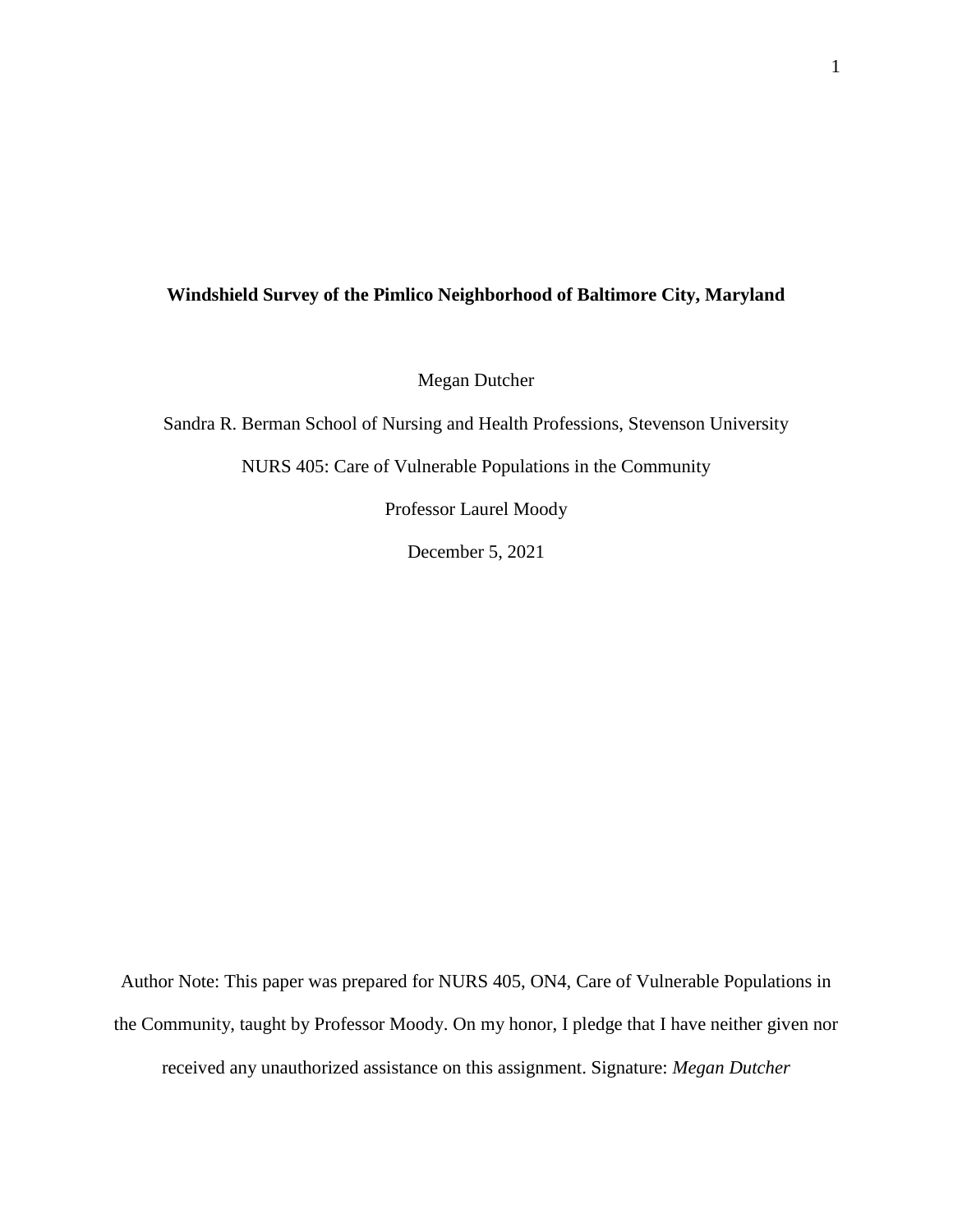# **Windshield Survey of the Pimlico Neighborhood of Baltimore City, Maryland**

Megan Dutcher

Sandra R. Berman School of Nursing and Health Professions, Stevenson University

NURS 405: Care of Vulnerable Populations in the Community

Professor Laurel Moody

December 5, 2021

Author Note: This paper was prepared for NURS 405, ON4, Care of Vulnerable Populations in the Community, taught by Professor Moody. On my honor, I pledge that I have neither given nor received any unauthorized assistance on this assignment. Signature: *Megan Dutcher*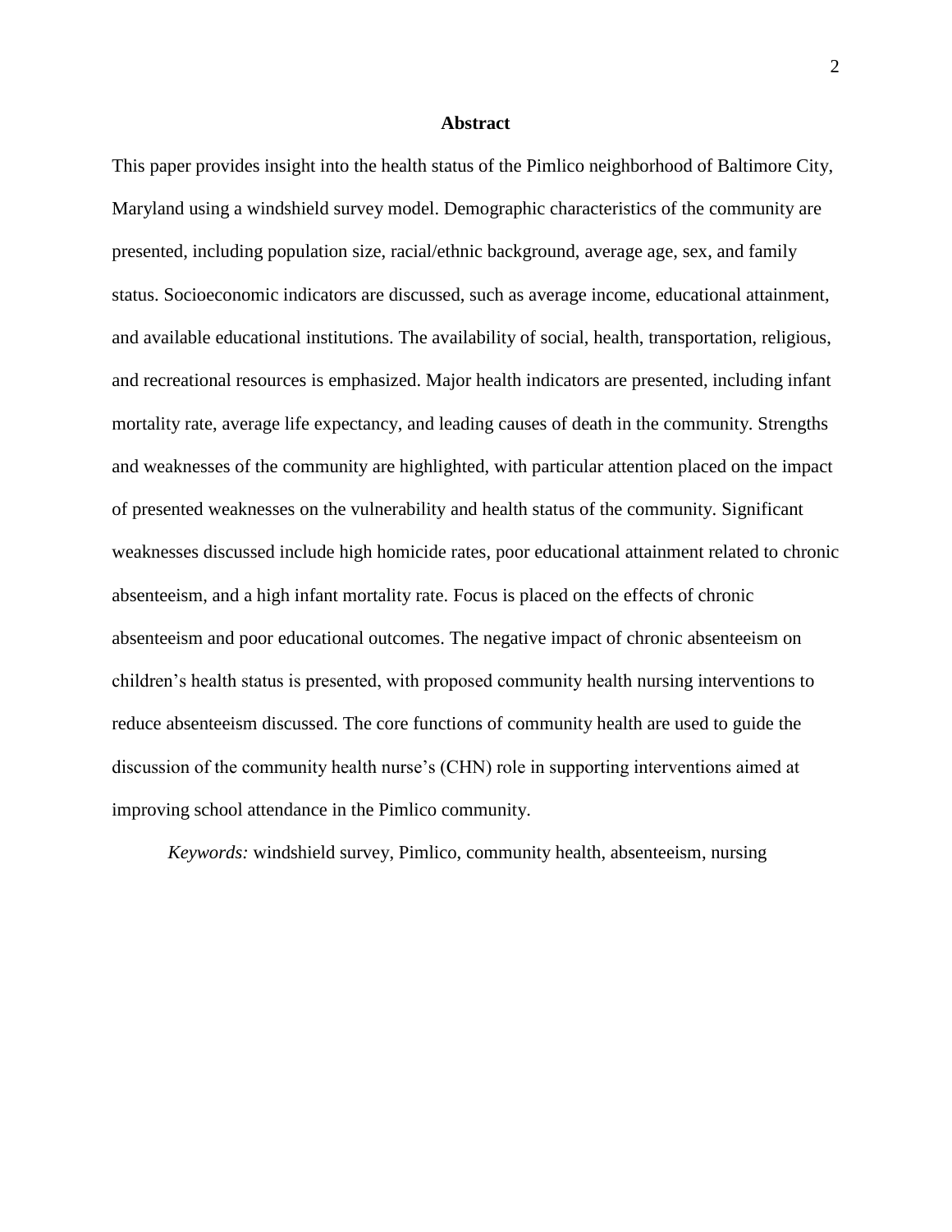# Abstract

This paper provides insight into the health status of the Pimlico neighborhood of Baltimore City, Maryland using a windshield survey model. Demographic characteristics of the community are presented, including population size, racial/ethnic background, average age, sex, and family status. Socioeconomic indicators are discussed, such as average income, educational attainment, and available educational institutions. The availability of social, health, transportation, religious, and recreational resources is emphasized. Major health indicators are presented, including infant mortality rate, average life expectancy, and leading causes of death in the community. Strengths and weaknesses of the community are highlighted, with particular attention placed on the impact of presented weaknesses on the vulnerability and health status of the community. Significant weaknesses discussed include high homicide rates, poor educational attainment related to chronic absenteeism, and a high infant mortality rate. Focus is placed on the effects of chronic absenteeism and poor educational outcomes. The negative impact of chronic absenteeism on children's health status is presented, with proposed community health nursing interventions to reduce absenteeism discussed. The core functions of community health are used to guide the discussion of the community health nurse's (CHN) role in supporting interventions aimed at improving school attendance in the Pimlico community.

*Keywords:* windshield survey, Pimlico, community health, absenteeism, nursing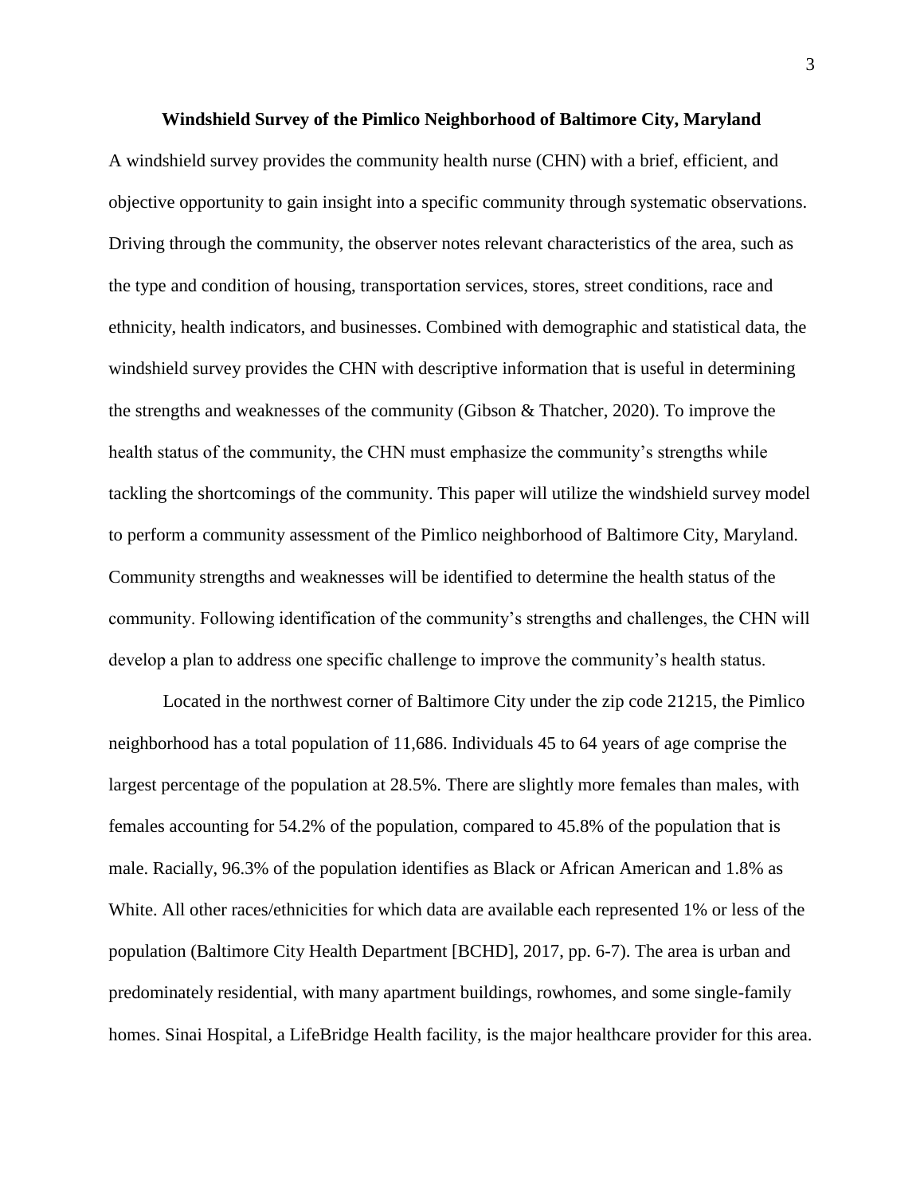# Windshield Survey of the Pimlico Neighborhood of Baltimore City, Maryland

A windshield survey provides the community health nurse (CHN) with a brief, efficient, and objective opportunity to gain insight into a specific community through systematic observations. Driving through the community, the observer notes relevant characteristics of the area, such as the type and condition of housing, transportation services, stores, street conditions, race and ethnicity, health indicators, and businesses. Combined with demographic and statistical data, the windshield survey provides the CHN with descriptive information that is useful in determining the strengths and weaknesses of the community (Gibson & Thatcher, 2020). To improve the health status of the community, the CHN must emphasize the community's strengths while tackling the shortcomings of the community. This paper will utilize the windshield survey model to perform a community assessment of the Pimlico neighborhood of Baltimore City, Maryland. Community strengths and weaknesses will be identified to determine the health status of the community. Following identification of the community's strengths and challenges, the CHN will develop a plan to address one specific challenge to improve the community's health status.

Located in the northwest corner of Baltimore City under the zip code 21215, the Pimlico neighborhood has a total population of 11,686. Individuals 45 to 64 years of age comprise the largest percentage of the population at 28.5%. There are slightly more females than males, with females accounting for 54.2% of the population, compared to 45.8% of the population that is male. Racially, 96.3% of the population identifies as Black or African American and 1.8% as White. All other races/ethnicities for which data are available each represented 1% or less of the population (Baltimore City Health Department [BCHD], 2017, pp. 6-7). The area is urban and predominately residential, with many apartment buildings, rowhomes, and some single-family homes. Sinai Hospital, a LifeBridge Health facility, is the major healthcare provider for this area.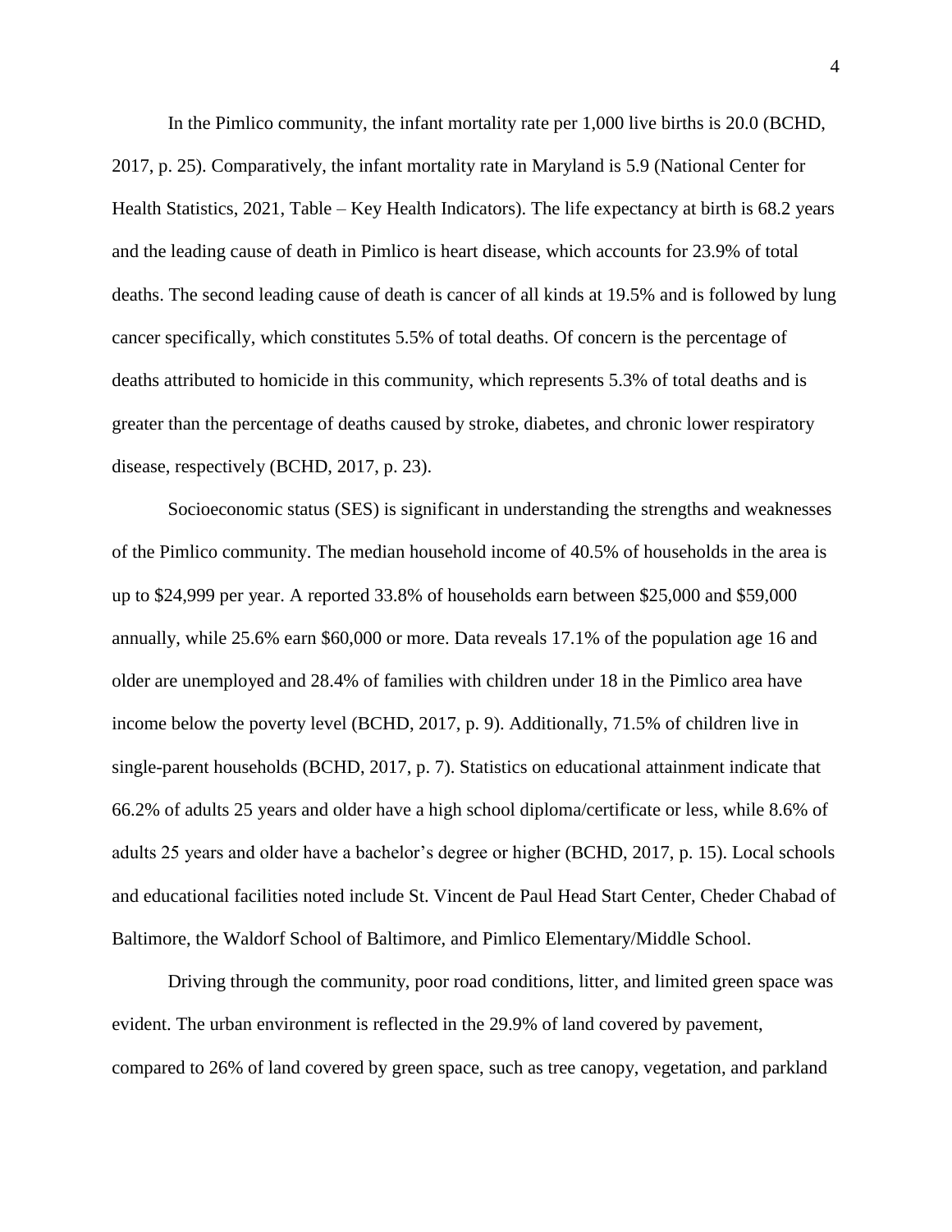In the Pimlico community, the infant mortality rate per 1,000 live births is 20.0 (BCHD, 2017, p. 25). Comparatively, the infant mortality rate in Maryland is 5.9 (National Center for Health Statistics, 2021, Table – Key Health Indicators). The life expectancy at birth is 68.2 years and the leading cause of death in Pimlico is heart disease, which accounts for 23.9% of total deaths. The second leading cause of death is cancer of all kinds at 19.5% and is followed by lung cancer specifically, which constitutes 5.5% of total deaths. Of concern is the percentage of deaths attributed to homicide in this community, which represents 5.3% of total deaths and is greater than the percentage of deaths caused by stroke, diabetes, and chronic lower respiratory disease, respectively (BCHD, 2017, p. 23).

Socioeconomic status (SES) is significant in understanding the strengths and weaknesses of the Pimlico community. The median household income of 40.5% of households in the area is up to $24,999 per year. A reported 33.8% of households earn between $25,000 and $59,000 annually, while 25.6% earn $60,000 or more. Data reveals 17.1% of the population age 16 and older are unemployed and 28.4% of families with children under 18 in the Pimlico area have income below the poverty level (BCHD, 2017, p. 9). Additionally, 71.5% of children live in single-parent households (BCHD, 2017, p. 7). Statistics on educational attainment indicate that 66.2% of adults 25 years and older have a high school diploma/certificate or less, while 8.6% of adults 25 years and older have a bachelor's degree or higher (BCHD, 2017, p. 15). Local schools and educational facilities noted include St. Vincent de Paul Head Start Center, Cheder Chabad of Baltimore, the Waldorf School of Baltimore, and Pimlico Elementary/Middle School.

Driving through the community, poor road conditions, litter, and limited green space was evident. The urban environment is reflected in the 29.9% of land covered by pavement, compared to 26% of land covered by green space, such as tree canopy, vegetation, and parkland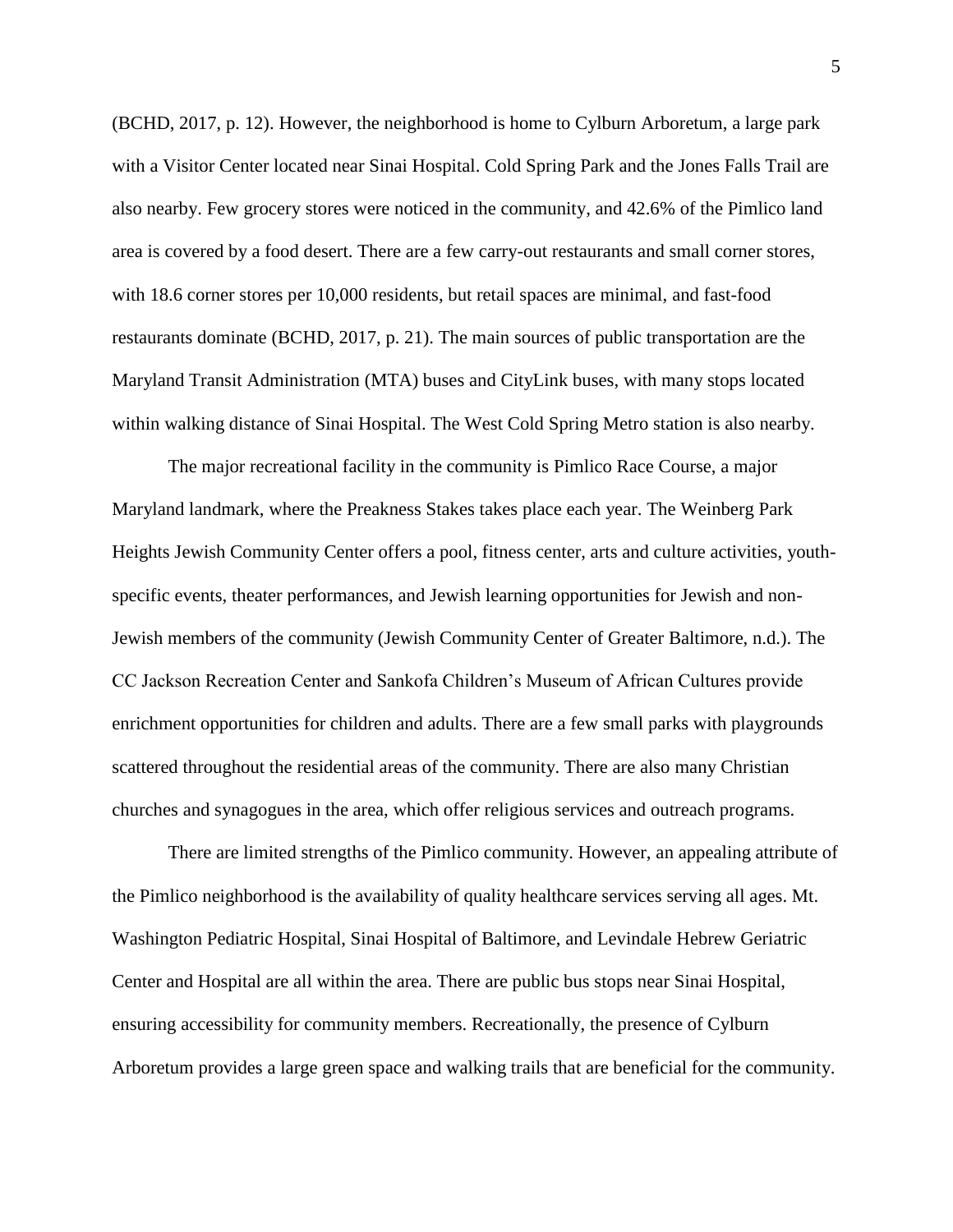(BCHD, 2017, p. 12). However, the neighborhood is home to Cylburn Arboretum, a large park with a Visitor Center located near Sinai Hospital. Cold Spring Park and the Jones Falls Trail are also nearby. Few grocery stores were noticed in the community, and 42.6% of the Pimlico land area is covered by a food desert. There are a few carry-out restaurants and small corner stores, with 18.6 corner stores per 10,000 residents, but retail spaces are minimal, and fast-food restaurants dominate (BCHD, 2017, p. 21). The main sources of public transportation are the Maryland Transit Administration (MTA) buses and CityLink buses, with many stops located within walking distance of Sinai Hospital. The West Cold Spring Metro station is also nearby.

The major recreational facility in the community is Pimlico Race Course, a major Maryland landmark, where the Preakness Stakes takes place each year. The Weinberg Park Heights Jewish Community Center offers a pool, fitness center, arts and culture activities, youth-specific events, theater performances, and Jewish learning opportunities for Jewish and non-Jewish members of the community (Jewish Community Center of Greater Baltimore, n.d.). The CC Jackson Recreation Center and Sankofa Children's Museum of African Cultures provide enrichment opportunities for children and adults. There are a few small parks with playgrounds scattered throughout the residential areas of the community. There are also many Christian churches and synagogues in the area, which offer religious services and outreach programs.

There are limited strengths of the Pimlico community. However, an appealing attribute of the Pimlico neighborhood is the availability of quality healthcare services serving all ages. Mt. Washington Pediatric Hospital, Sinai Hospital of Baltimore, and Levindale Hebrew Geriatric Center and Hospital are all within the area. There are public bus stops near Sinai Hospital, ensuring accessibility for community members. Recreationally, the presence of Cylburn Arboretum provides a large green space and walking trails that are beneficial for the community.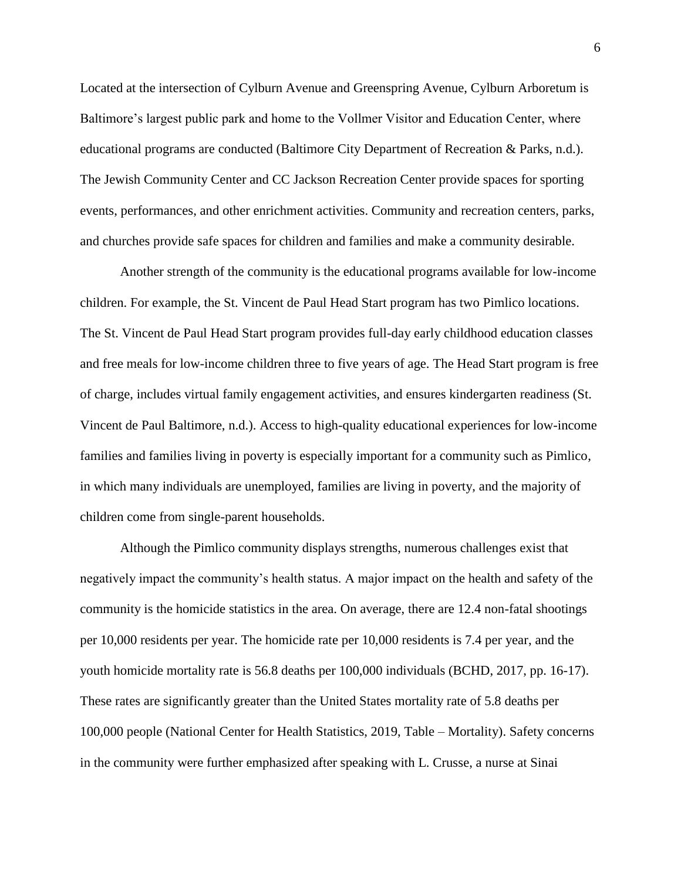Located at the intersection of Cylburn Avenue and Greenspring Avenue, Cylburn Arboretum is Baltimore's largest public park and home to the Vollmer Visitor and Education Center, where educational programs are conducted (Baltimore City Department of Recreation & Parks, n.d.). The Jewish Community Center and CC Jackson Recreation Center provide spaces for sporting events, performances, and other enrichment activities. Community and recreation centers, parks, and churches provide safe spaces for children and families and make a community desirable.

Another strength of the community is the educational programs available for low-income children. For example, the St. Vincent de Paul Head Start program has two Pimlico locations. The St. Vincent de Paul Head Start program provides full-day early childhood education classes and free meals for low-income children three to five years of age. The Head Start program is free of charge, includes virtual family engagement activities, and ensures kindergarten readiness (St. Vincent de Paul Baltimore, n.d.). Access to high-quality educational experiences for low-income families and families living in poverty is especially important for a community such as Pimlico, in which many individuals are unemployed, families are living in poverty, and the majority of children come from single-parent households.

Although the Pimlico community displays strengths, numerous challenges exist that negatively impact the community's health status. A major impact on the health and safety of the community is the homicide statistics in the area. On average, there are 12.4 non-fatal shootings per 10,000 residents per year. The homicide rate per 10,000 residents is 7.4 per year, and the youth homicide mortality rate is 56.8 deaths per 100,000 individuals (BCHD, 2017, pp. 16-17). These rates are significantly greater than the United States mortality rate of 5.8 deaths per 100,000 people (National Center for Health Statistics, 2019, Table – Mortality). Safety concerns in the community were further emphasized after speaking with L. Crusse, a nurse at Sinai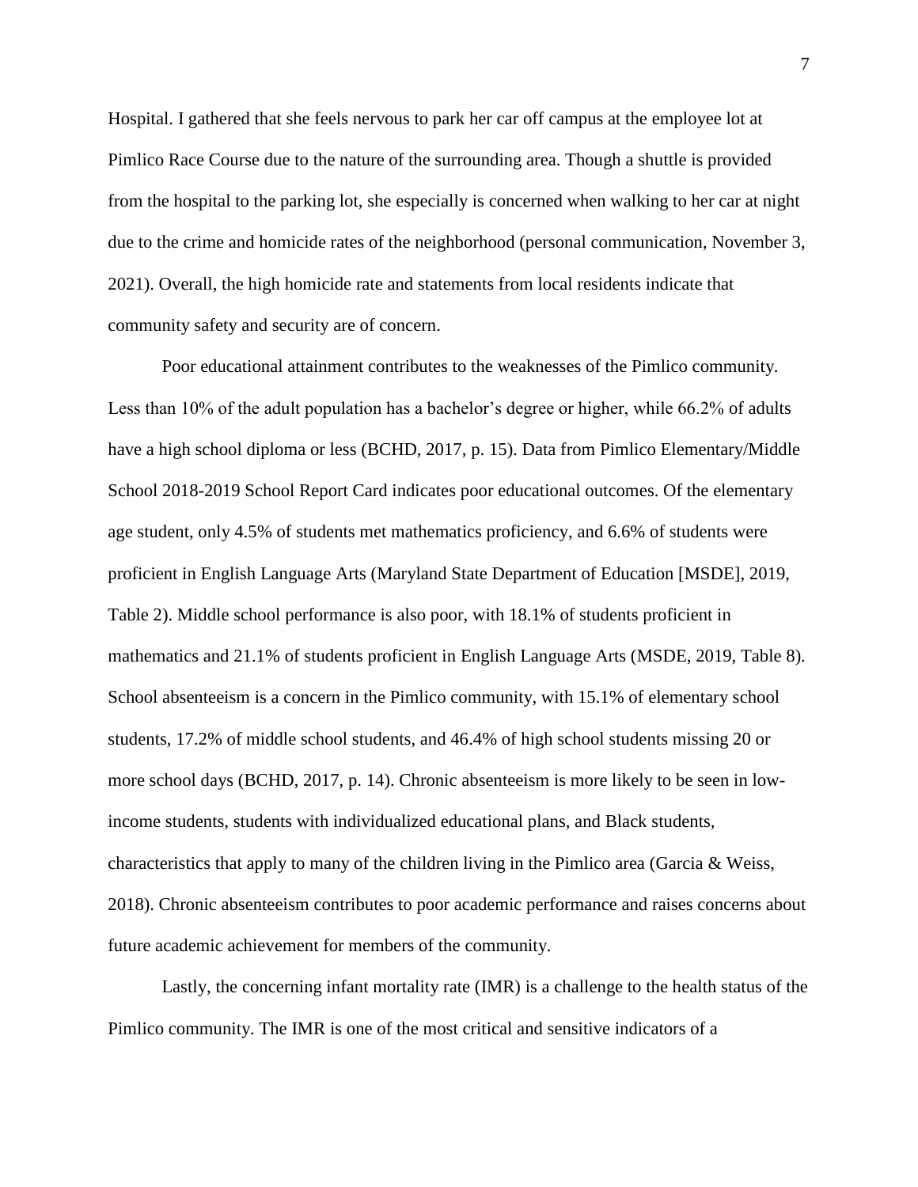Hospital. I gathered that she feels nervous to park her car off campus at the employee lot at Pimlico Race Course due to the nature of the surrounding area. Though a shuttle is provided from the hospital to the parking lot, she especially is concerned when walking to her car at night due to the crime and homicide rates of the neighborhood (personal communication, November 3, 2021). Overall, the high homicide rate and statements from local residents indicate that community safety and security are of concern.

Poor educational attainment contributes to the weaknesses of the Pimlico community. Less than 10% of the adult population has a bachelor's degree or higher, while 66.2% of adults have a high school diploma or less (BCHD, 2017, p. 15). Data from Pimlico Elementary/Middle School 2018-2019 School Report Card indicates poor educational outcomes. Of the elementary age student, only 4.5% of students met mathematics proficiency, and 6.6% of students were proficient in English Language Arts (Maryland State Department of Education [MSDE], 2019, Table 2). Middle school performance is also poor, with 18.1% of students proficient in mathematics and 21.1% of students proficient in English Language Arts (MSDE, 2019, Table 8). School absenteeism is a concern in the Pimlico community, with 15.1% of elementary school students, 17.2% of middle school students, and 46.4% of high school students missing 20 or more school days (BCHD, 2017, p. 14). Chronic absenteeism is more likely to be seen in low-income students, students with individualized educational plans, and Black students, characteristics that apply to many of the children living in the Pimlico area (Garcia & Weiss, 2018). Chronic absenteeism contributes to poor academic performance and raises concerns about future academic achievement for members of the community.

Lastly, the concerning infant mortality rate (IMR) is a challenge to the health status of the Pimlico community. The IMR is one of the most critical and sensitive indicators of a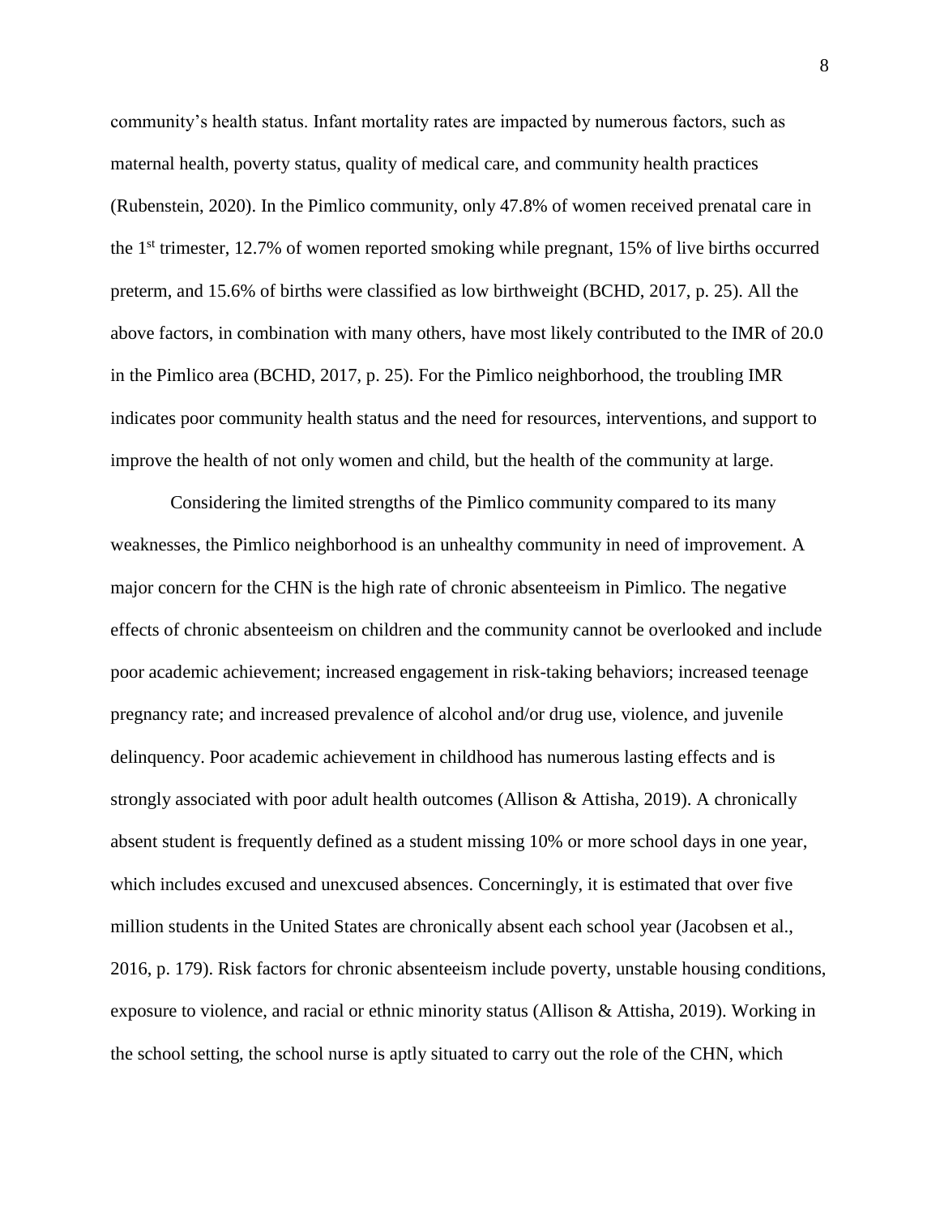community's health status. Infant mortality rates are impacted by numerous factors, such as maternal health, poverty status, quality of medical care, and community health practices (Rubenstein, 2020). In the Pimlico community, only 47.8% of women received prenatal care in the 1st trimester, 12.7% of women reported smoking while pregnant, 15% of live births occurred preterm, and 15.6% of births were classified as low birthweight (BCHD, 2017, p. 25). All the above factors, in combination with many others, have most likely contributed to the IMR of 20.0 in the Pimlico area (BCHD, 2017, p. 25). For the Pimlico neighborhood, the troubling IMR indicates poor community health status and the need for resources, interventions, and support to improve the health of not only women and child, but the health of the community at large.

Considering the limited strengths of the Pimlico community compared to its many weaknesses, the Pimlico neighborhood is an unhealthy community in need of improvement. A major concern for the CHN is the high rate of chronic absenteeism in Pimlico. The negative effects of chronic absenteeism on children and the community cannot be overlooked and include poor academic achievement; increased engagement in risk-taking behaviors; increased teenage pregnancy rate; and increased prevalence of alcohol and/or drug use, violence, and juvenile delinquency. Poor academic achievement in childhood has numerous lasting effects and is strongly associated with poor adult health outcomes (Allison & Attisha, 2019). A chronically absent student is frequently defined as a student missing 10% or more school days in one year, which includes excused and unexcused absences. Concerningly, it is estimated that over five million students in the United States are chronically absent each school year (Jacobsen et al., 2016, p. 179). Risk factors for chronic absenteeism include poverty, unstable housing conditions, exposure to violence, and racial or ethnic minority status (Allison & Attisha, 2019). Working in the school setting, the school nurse is aptly situated to carry out the role of the CHN, which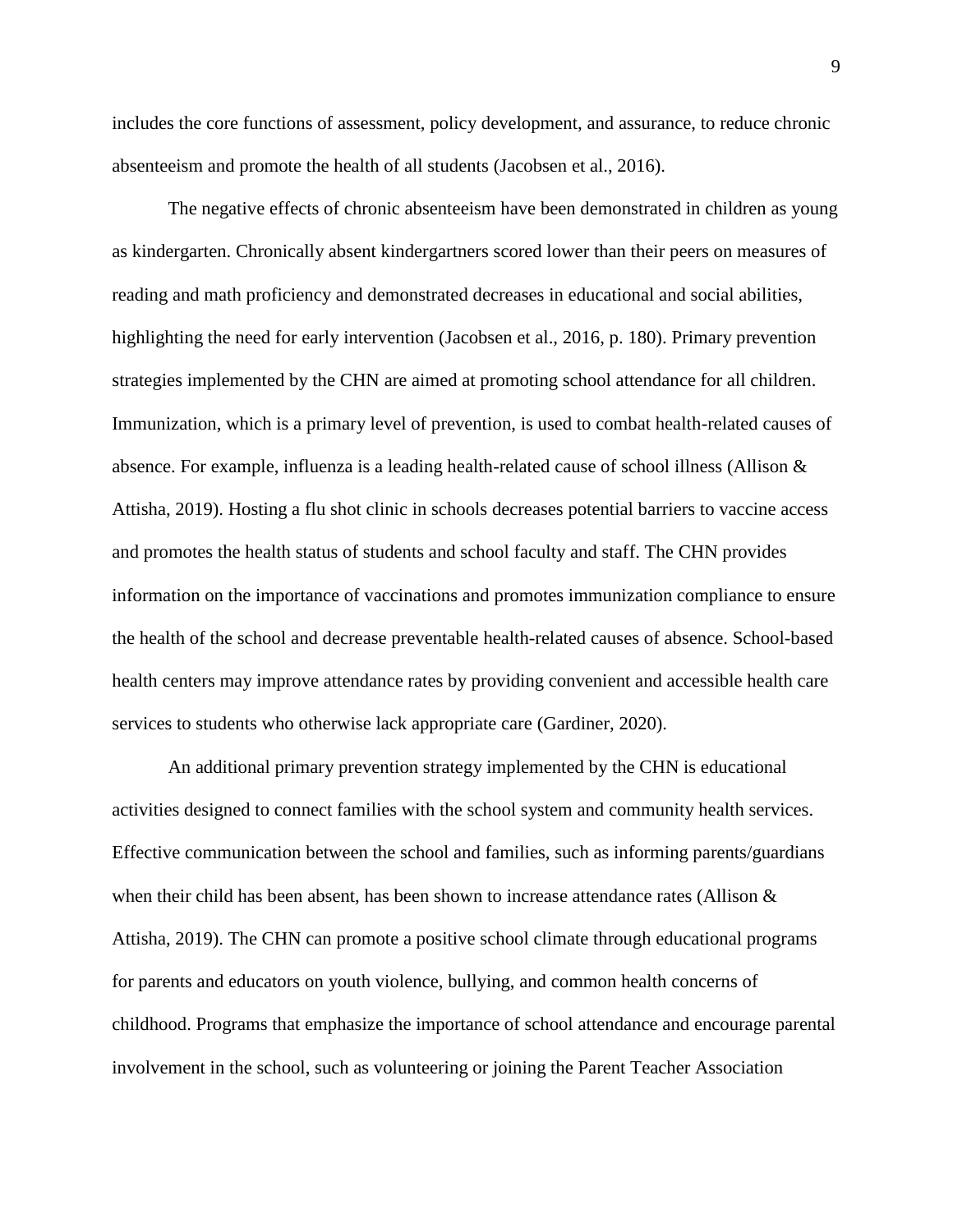includes the core functions of assessment, policy development, and assurance, to reduce chronic absenteeism and promote the health of all students (Jacobsen et al., 2016).

The negative effects of chronic absenteeism have been demonstrated in children as young as kindergarten. Chronically absent kindergartners scored lower than their peers on measures of reading and math proficiency and demonstrated decreases in educational and social abilities, highlighting the need for early intervention (Jacobsen et al., 2016, p. 180). Primary prevention strategies implemented by the CHN are aimed at promoting school attendance for all children. Immunization, which is a primary level of prevention, is used to combat health-related causes of absence. For example, influenza is a leading health-related cause of school illness (Allison & Attisha, 2019). Hosting a flu shot clinic in schools decreases potential barriers to vaccine access and promotes the health status of students and school faculty and staff. The CHN provides information on the importance of vaccinations and promotes immunization compliance to ensure the health of the school and decrease preventable health-related causes of absence. School-based health centers may improve attendance rates by providing convenient and accessible health care services to students who otherwise lack appropriate care (Gardiner, 2020).

An additional primary prevention strategy implemented by the CHN is educational activities designed to connect families with the school system and community health services. Effective communication between the school and families, such as informing parents/guardians when their child has been absent, has been shown to increase attendance rates (Allison & Attisha, 2019). The CHN can promote a positive school climate through educational programs for parents and educators on youth violence, bullying, and common health concerns of childhood. Programs that emphasize the importance of school attendance and encourage parental involvement in the school, such as volunteering or joining the Parent Teacher Association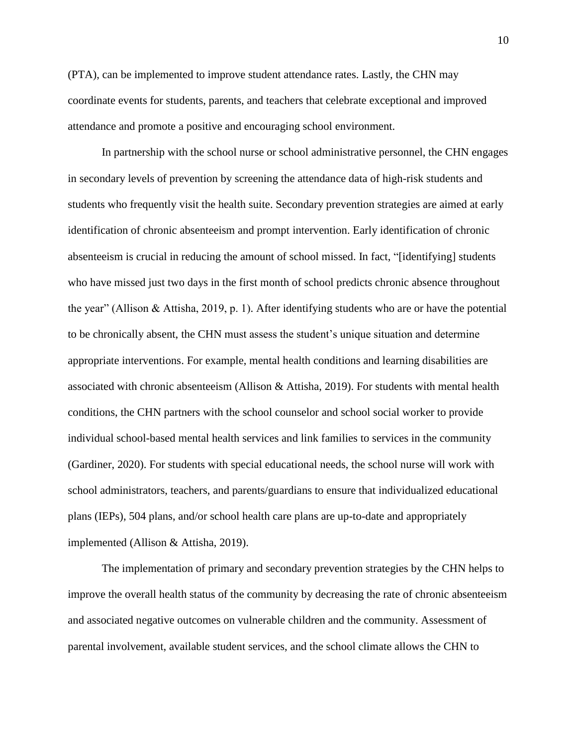(PTA), can be implemented to improve student attendance rates. Lastly, the CHN may coordinate events for students, parents, and teachers that celebrate exceptional and improved attendance and promote a positive and encouraging school environment.

In partnership with the school nurse or school administrative personnel, the CHN engages in secondary levels of prevention by screening the attendance data of high-risk students and students who frequently visit the health suite. Secondary prevention strategies are aimed at early identification of chronic absenteeism and prompt intervention. Early identification of chronic absenteeism is crucial in reducing the amount of school missed. In fact, "[identifying] students who have missed just two days in the first month of school predicts chronic absence throughout the year" (Allison & Attisha, 2019, p. 1). After identifying students who are or have the potential to be chronically absent, the CHN must assess the student's unique situation and determine appropriate interventions. For example, mental health conditions and learning disabilities are associated with chronic absenteeism (Allison & Attisha, 2019). For students with mental health conditions, the CHN partners with the school counselor and school social worker to provide individual school-based mental health services and link families to services in the community (Gardiner, 2020). For students with special educational needs, the school nurse will work with school administrators, teachers, and parents/guardians to ensure that individualized educational plans (IEPs), 504 plans, and/or school health care plans are up-to-date and appropriately implemented (Allison & Attisha, 2019).

The implementation of primary and secondary prevention strategies by the CHN helps to improve the overall health status of the community by decreasing the rate of chronic absenteeism and associated negative outcomes on vulnerable children and the community. Assessment of parental involvement, available student services, and the school climate allows the CHN to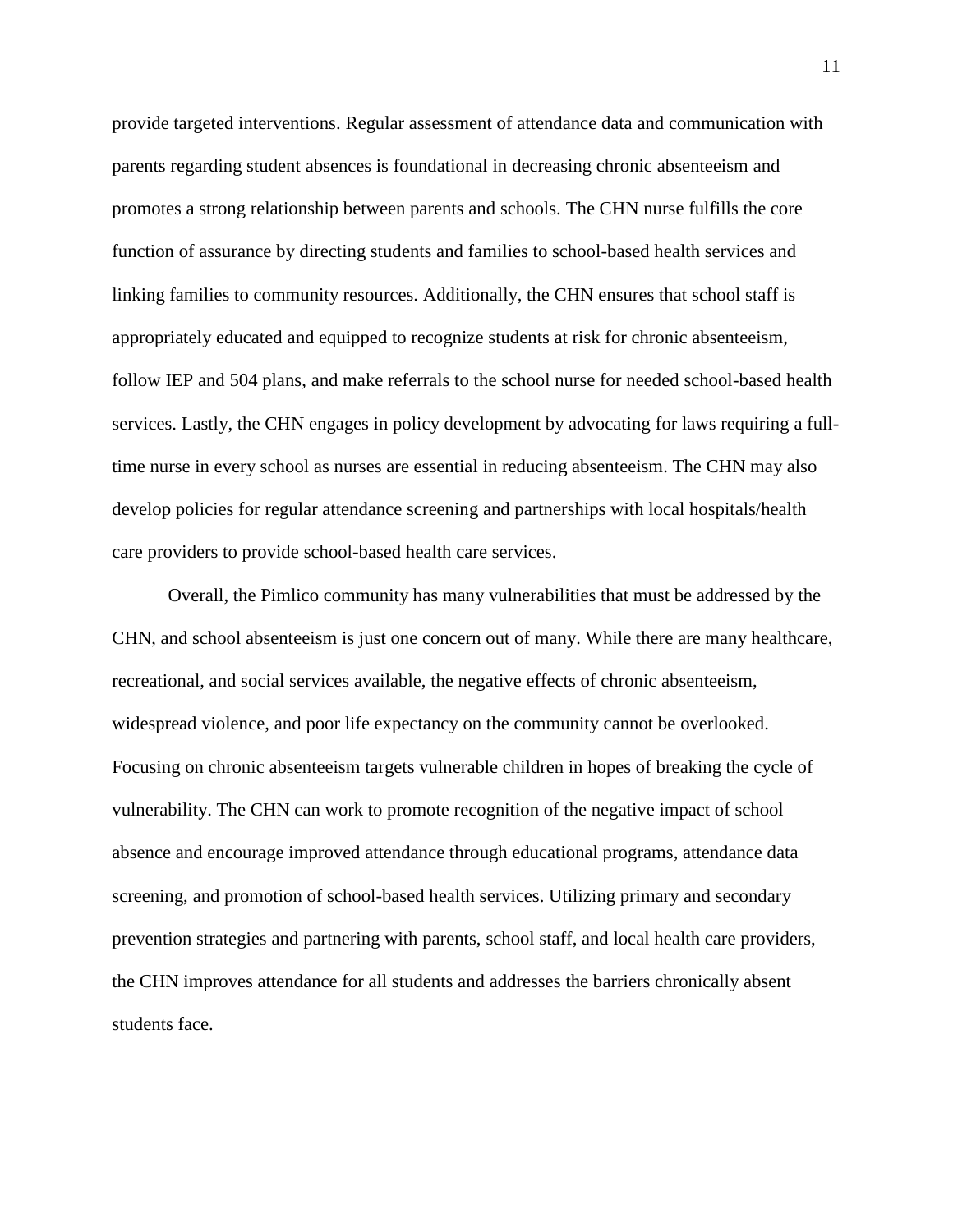provide targeted interventions. Regular assessment of attendance data and communication with parents regarding student absences is foundational in decreasing chronic absenteeism and promotes a strong relationship between parents and schools. The CHN nurse fulfills the core function of assurance by directing students and families to school-based health services and linking families to community resources. Additionally, the CHN ensures that school staff is appropriately educated and equipped to recognize students at risk for chronic absenteeism, follow IEP and 504 plans, and make referrals to the school nurse for needed school-based health services. Lastly, the CHN engages in policy development by advocating for laws requiring a full-time nurse in every school as nurses are essential in reducing absenteeism. The CHN may also develop policies for regular attendance screening and partnerships with local hospitals/health care providers to provide school-based health care services.

Overall, the Pimlico community has many vulnerabilities that must be addressed by the CHN, and school absenteeism is just one concern out of many. While there are many healthcare, recreational, and social services available, the negative effects of chronic absenteeism, widespread violence, and poor life expectancy on the community cannot be overlooked. Focusing on chronic absenteeism targets vulnerable children in hopes of breaking the cycle of vulnerability. The CHN can work to promote recognition of the negative impact of school absence and encourage improved attendance through educational programs, attendance data screening, and promotion of school-based health services. Utilizing primary and secondary prevention strategies and partnering with parents, school staff, and local health care providers, the CHN improves attendance for all students and addresses the barriers chronically absent students face.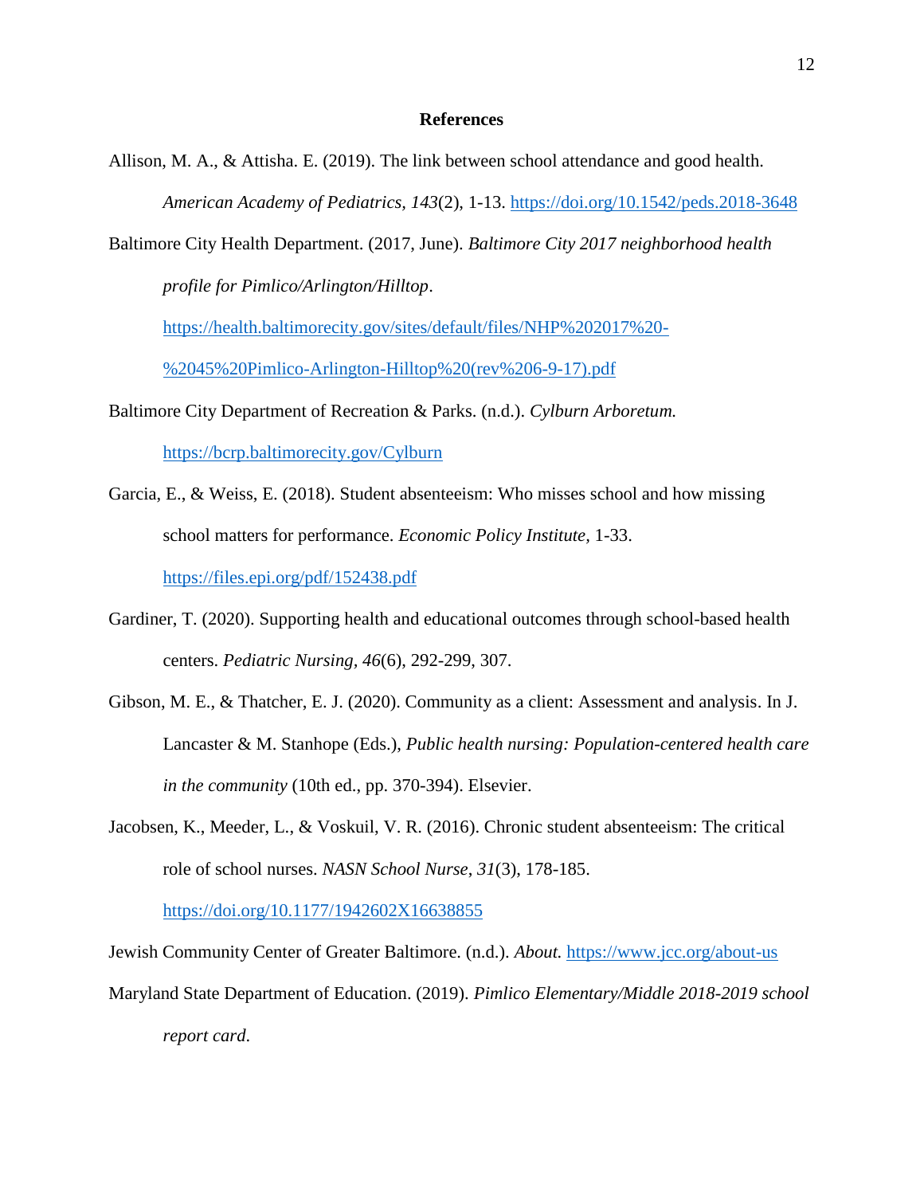# References

Allison, M. A., & Attisha. E. (2019). The link between school attendance and good health. *American Academy of Pediatrics, 143*(2), 1-13. https://doi.org/10.1542/peds.2018-3648

Baltimore City Health Department. (2017, June). *Baltimore City 2017 neighborhood health profile for Pimlico/Arlington/Hilltop*. https://health.baltimorecity.gov/sites/default/files/NHP%202017%20-%2045%20Pimlico-Arlington-Hilltop%20(rev%206-9-17).pdf

Baltimore City Department of Recreation & Parks. (n.d.). *Cylburn Arboretum.* https://bcrp.baltimorecity.gov/Cylburn

Garcia, E., & Weiss, E. (2018). Student absenteeism: Who misses school and how missing school matters for performance. *Economic Policy Institute*, 1-33. https://files.epi.org/pdf/152438.pdf

Gardiner, T. (2020). Supporting health and educational outcomes through school-based health centers. *Pediatric Nursing*, *46*(6), 292-299, 307.

Gibson, M. E., & Thatcher, E. J. (2020). Community as a client: Assessment and analysis. In J. Lancaster & M. Stanhope (Eds.), *Public health nursing: Population-centered health care in the community* (10th ed., pp. 370-394). Elsevier.

Jacobsen, K., Meeder, L., & Voskuil, V. R. (2016). Chronic student absenteeism: The critical role of school nurses. *NASN School Nurse*, *31*(3), 178-185. https://doi.org/10.1177/1942602X16638855

Jewish Community Center of Greater Baltimore. (n.d.). *About.* https://www.jcc.org/about-us

Maryland State Department of Education. (2019). *Pimlico Elementary/Middle 2018-2019 school report card*.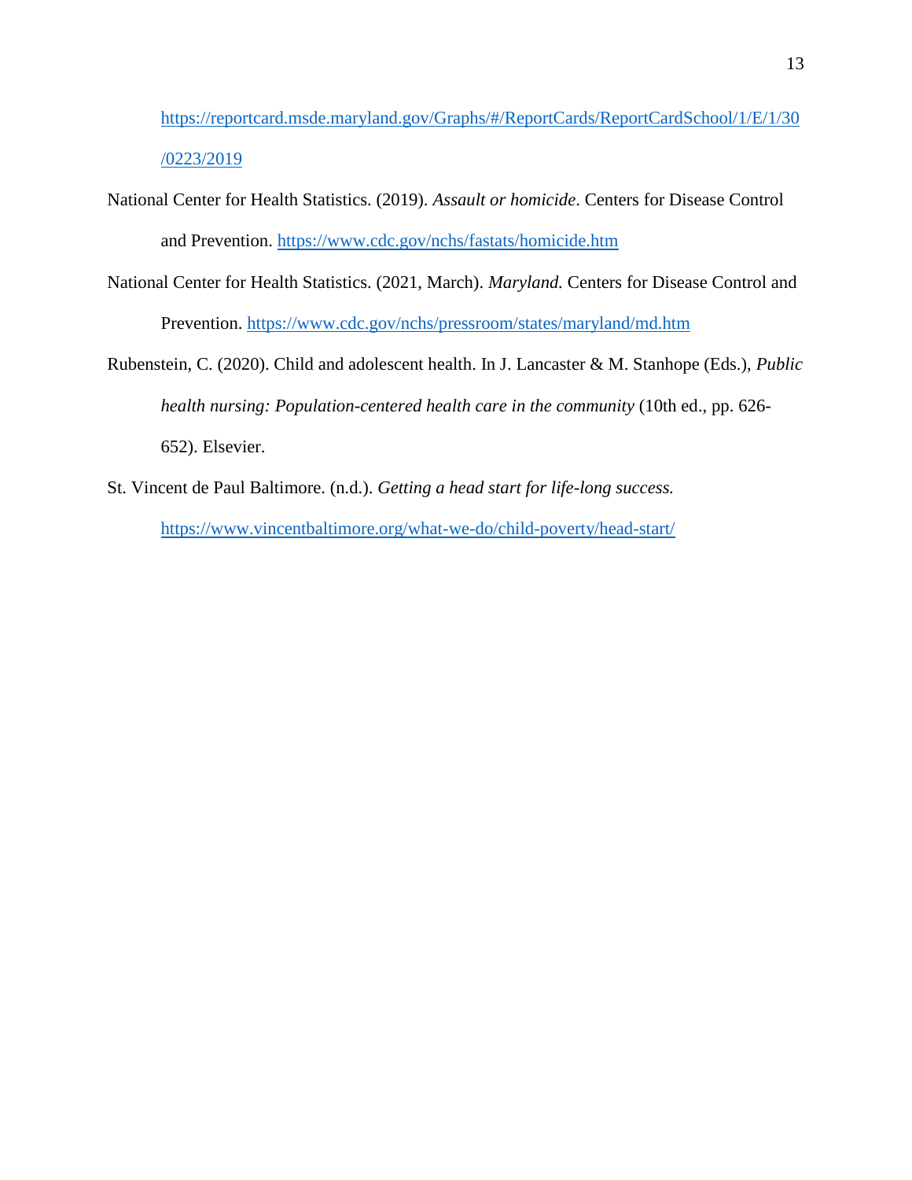https://reportcard.msde.maryland.gov/Graphs/#/ReportCards/ReportCardSchool/1/E/1/30/0223/2019

National Center for Health Statistics. (2019). *Assault or homicide*. Centers for Disease Control and Prevention. https://www.cdc.gov/nchs/fastats/homicide.htm

National Center for Health Statistics. (2021, March). *Maryland.* Centers for Disease Control and Prevention. https://www.cdc.gov/nchs/pressroom/states/maryland/md.htm

Rubenstein, C. (2020). Child and adolescent health. In J. Lancaster & M. Stanhope (Eds.), *Public health nursing: Population-centered health care in the community* (10th ed., pp. 626-652). Elsevier.

St. Vincent de Paul Baltimore. (n.d.). *Getting a head start for life-long success.* https://www.vincentbaltimore.org/what-we-do/child-poverty/head-start/